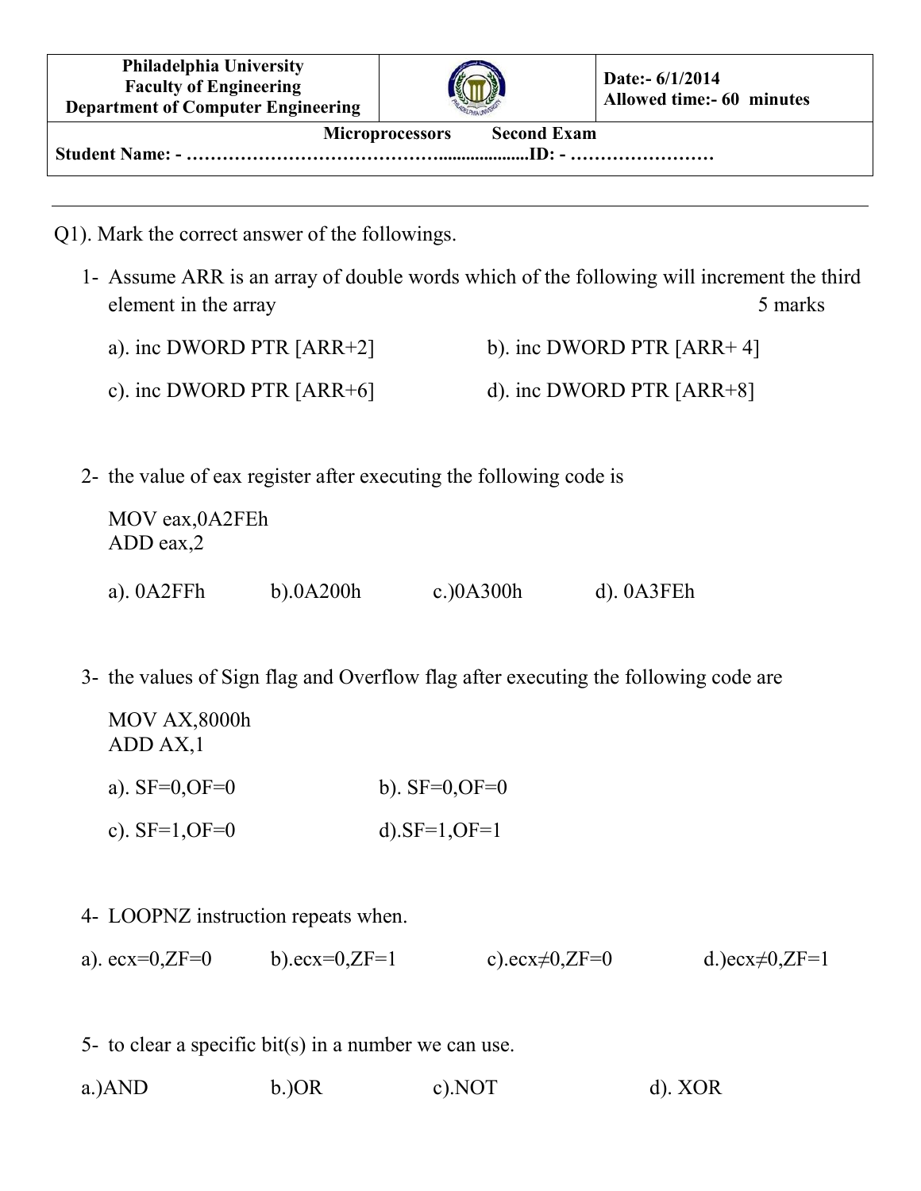| Philadelphia University<br>Faculty of Engineering<br>Department of Computer Engineering | | Date:- 6/1/2014<br>Allowed time:- 60 minutes |
|---|---|---|
| **Microprocessors Second Exam** | | |
| **Student Name: - …………………………………...................ID: - ……………………** | | |

---

Q1). Mark the correct answer of the followings.

1- Assume ARR is an array of double words which of the following will increment the third element in the array 5 marks

a). inc DWORD PTR [ARR+2] b). inc DWORD PTR [ARR+ 4]

c). inc DWORD PTR [ARR+6] d). inc DWORD PTR [ARR+8]

2- the value of eax register after executing the following code is

```
MOV eax,0A2FEh
ADD eax,2
```

a). 0A2FFh b).0A200h c.)0A300h d). 0A3FEh

3- the values of Sign flag and Overflow flag after executing the following code are

```
MOV AX,8000h
ADD AX,1
```

a). SF=0,OF=0 b). SF=0,OF=0

c). SF=1,OF=0 d).SF=1,OF=1

4- LOOPNZ instruction repeats when.

a). ecx=0,ZF=0 b).ecx=0,ZF=1 c).ecx≠0,ZF=0 d.)ecx≠0,ZF=1

5- to clear a specific bit(s) in a number we can use.

a.)AND b.)OR c).NOT d). XOR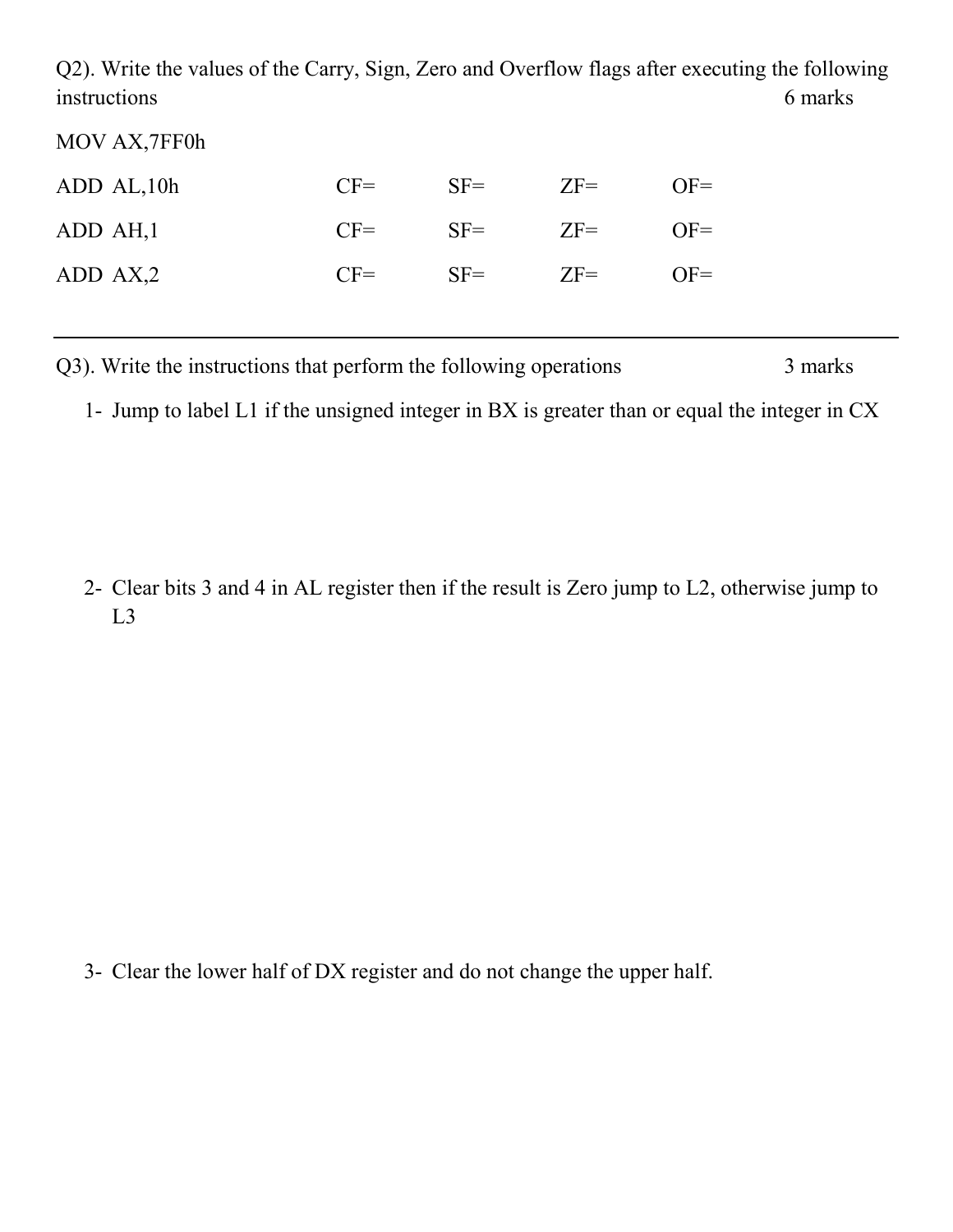Q2). Write the values of the Carry, Sign, Zero and Overflow flags after executing the following instructions 6 marks

MOV AX,7FF0h

| | | | | |
|---|---|---|---|---|
| ADD AL,10h | CF= | SF= | ZF= | OF= |
| ADD AH,1 | CF= | SF= | ZF= | OF= |
| ADD AX,2 | CF= | SF= | ZF= | OF= |

---

Q3). Write the instructions that perform the following operations 3 marks

1- Jump to label L1 if the unsigned integer in BX is greater than or equal the integer in CX

2- Clear bits 3 and 4 in AL register then if the result is Zero jump to L2, otherwise jump to L3

3- Clear the lower half of DX register and do not change the upper half.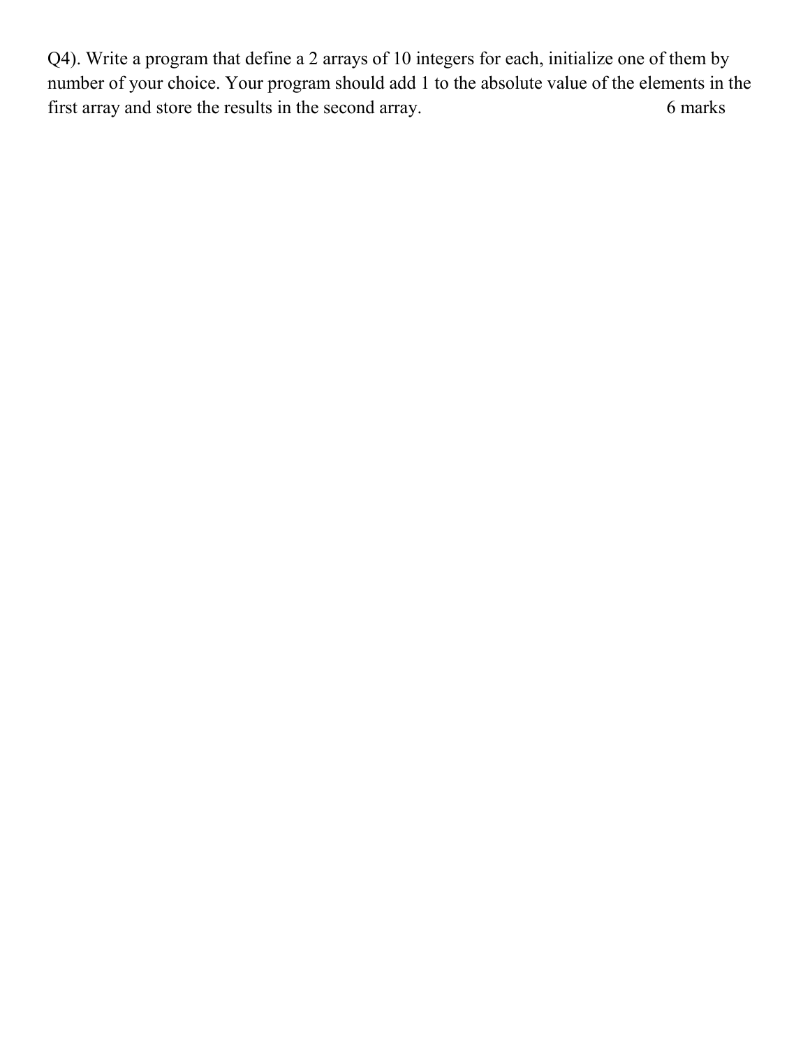Q4). Write a program that define a 2 arrays of 10 integers for each, initialize one of them by number of your choice. Your program should add 1 to the absolute value of the elements in the first array and store the results in the second array. 6 marks